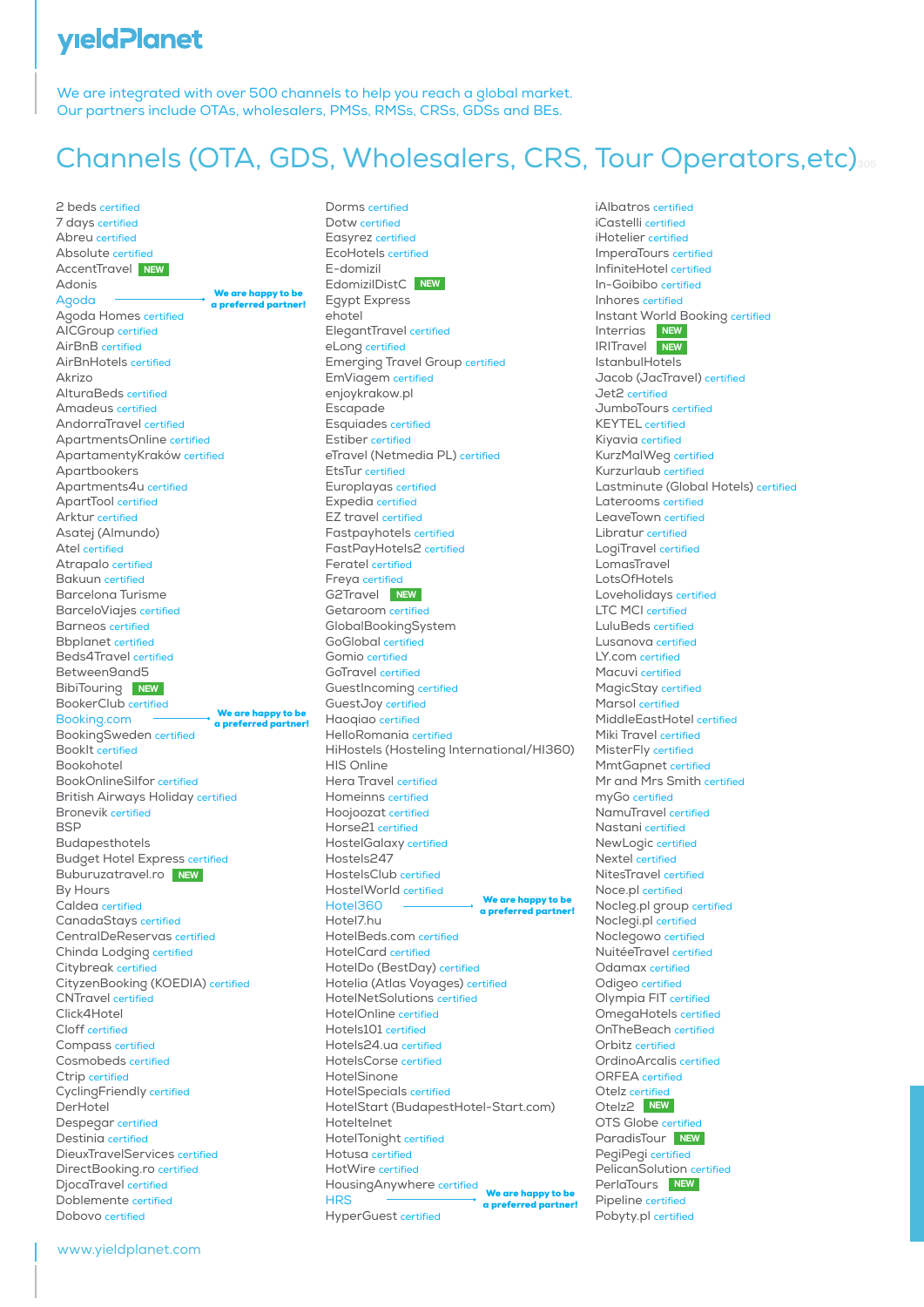# yieldPlanet

We are integrated with over 500 channels to help you reach a global market.
Our partners include OTAs, wholesalers, PMSs, RMSs, CRSs, GDSs and BEs.

## Channels (OTA, GDS, Wholesalers, CRS, Tour Operators,etc)

- 2 beds certified
- 7 days certified
- Abreu certified
- Absolute certified
- AccentTravel NEW
- Adonis
- Agoda → **We are happy to be a preferred partner!**
- Agoda Homes certified
- AICGroup certified
- AirBnB certified
- AirBnHotels certified
- Akrizo
- AlturaBeds certified
- Amadeus certified
- AndorraTravel certified
- ApartmentsOnline certified
- ApartamentyKraków certified
- Apartbookers
- Apartments4u certified
- ApartTool certified
- Arktur certified
- Asatej (Almundo)
- Atel certified
- Atrapalo certified
- Bakuun certified
- Barcelona Turisme
- BarceloViajes certified
- Barneos certified
- Bbplanet certified
- Beds4Travel certified
- Between9and5
- BibiTouring NEW
- BookerClub certified
- Booking.com → **We are happy to be a preferred partner!**
- BookingSweden certified
- BookIt certified
- Bookohotel
- BookOnlineSilfor certified
- British Airways Holiday certified
- Bronevik certified
- BSP
- Budapesthotels
- Budget Hotel Express certified
- Buburuzatravel.ro NEW
- By Hours
- Caldea certified
- CanadaStays certified
- CentralDeReservas certified
- Chinda Lodging certified
- Citybreak certified
- CityzenBooking (KOEDIA) certified
- CNTravel certified
- Click4Hotel
- Cloff certified
- Compass certified
- Cosmobeds certified
- Ctrip certified
- CyclingFriendly certified
- DerHotel
- Despegar certified
- Destinia certified
- DieuxTravelServices certified
- DirectBooking.ro certified
- DjocaTravel certified
- Doblemente certified
- Dobovo certified
- Dorms certified
- Dotw certified
- Easyrez certified
- EcoHotels certified
- E-domizil
- EdomizilDistC NEW
- Egypt Express
- ehotel
- ElegantTravel certified
- eLong certified
- Emerging Travel Group certified
- EmViagem certified
- enjoykrakow.pl
- Escapade
- Esquiades certified
- Estiber certified
- eTravel (Netmedia PL) certified
- EtsTur certified
- Europlayas certified
- Expedia certified
- EZ travel certified
- Fastpayhotels certified
- FastPayHotels2 certified
- Feratel certified
- Freya certified
- G2Travel NEW
- Getaroom certified
- GlobalBookingSystem
- GoGlobal certified
- Gomio certified
- GoTravel certified
- GuestIncoming certified
- GuestJoy certified
- Haoqiao certified
- HelloRomania certified
- HiHostels (Hosteling International/HI360)
- HIS Online
- Hera Travel certified
- Homeinns certified
- Hoojoozat certified
- Horse21 certified
- HostelGalaxy certified
- Hostels247
- HostelsClub certified
- HostelWorld certified
- Hotel360 → **We are happy to be a preferred partner!**
- Hotel7.hu
- HotelBeds.com certified
- HotelCard certified
- HotelDo (BestDay) certified
- Hotelia (Atlas Voyages) certified
- HotelNetSolutions certified
- HotelOnline certified
- Hotels101 certified
- Hotels24.ua certified
- HotelsCorse certified
- HotelSinone
- HotelSpecials certified
- HotelStart (BudapestHotel-Start.com)
- Hoteltelnet
- HotelTonight certified
- Hotusa certified
- HotWire certified
- HousingAnywhere certified
- HRS → **We are happy to be a preferred partner!**
- HyperGuest certified
- iAlbatros certified
- iCastelli certified
- iHotelier certified
- ImperaTours certified
- InfiniteHotel certified
- In-Goibibo certified
- Inhores certified
- Instant World Booking certified
- Interrias NEW
- IRITravel NEW
- IstanbulHotels
- Jacob (JacTravel) certified
- Jet2 certified
- JumboTours certified
- KEYTEL certified
- Kiyavia certified
- KurzMalWeg certified
- Kurzurlaub certified
- Lastminute (Global Hotels) certified
- Laterooms certified
- LeaveTown certified
- Libratur certified
- LogiTravel certified
- LomasTravel
- LotsOfHotels
- Loveholidays certified
- LTC MCI certified
- LuluBeds certified
- Lusanova certified
- LY.com certified
- Macuvi certified
- MagicStay certified
- Marsol certified
- MiddleEastHotel certified
- Miki Travel certified
- MisterFly certified
- MmtGapnet certified
- Mr and Mrs Smith certified
- myGo certified
- NamuTravel certified
- Nastani certified
- NewLogic certified
- Nextel certified
- NitesTravel certified
- Noce.pl certified
- Nocleg.pl group certified
- Noclegi.pl certified
- Noclegowo certified
- NuitéeTravel certified
- Odamax certified
- Odigeo certified
- Olympia FIT certified
- OmegaHotels certified
- OnTheBeach certified
- Orbitz certified
- OrdinoArcalis certified
- ORFEA certified
- Otelz certified
- Otelz2 NEW
- OTS Globe certified
- ParadisTour NEW
- PegiPegi certified
- PelicanSolution certified
- PerlaTours NEW
- Pipeline certified
- Pobyty.pl certified

www.yieldplanet.com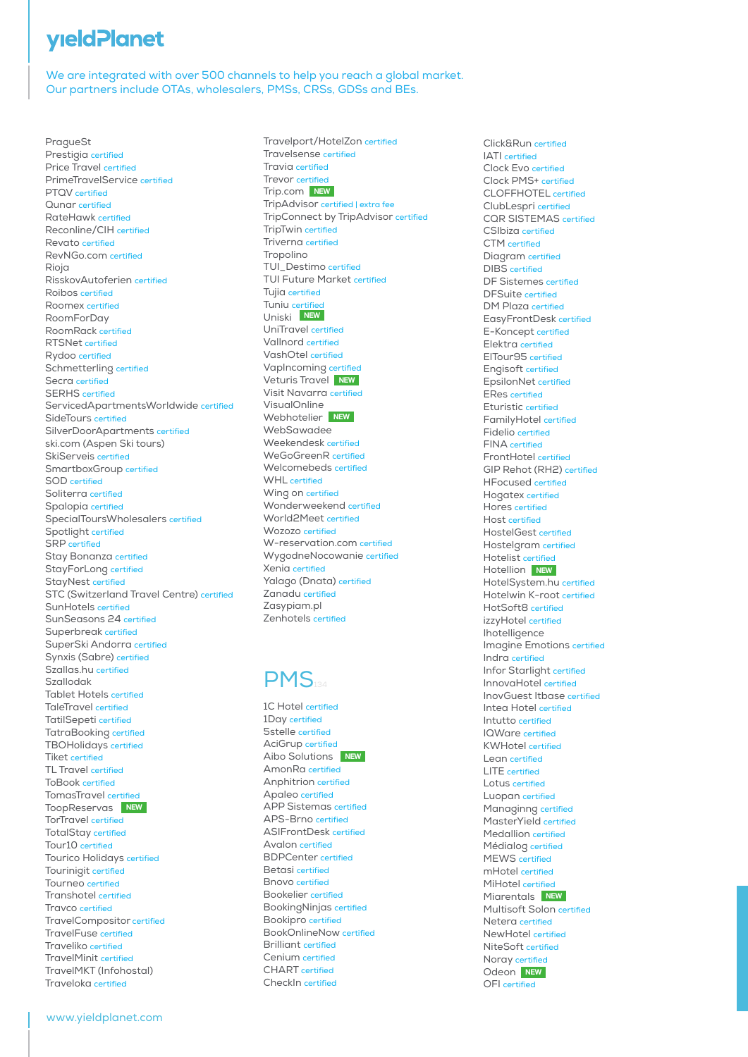# yieldPlanet

We are integrated with over 500 channels to help you reach a global market.
Our partners include OTAs, wholesalers, PMSs, CRSs, GDSs and BEs.

PragueSt
Prestigia certified
Price Travel certified
PrimeTravelService certified
PTQV certified
Qunar certified
RateHawk certified
Reconline/CIH certified
Revato certified
RevNGo.com certified
Rioja
RisskovAutoferien certified
Roibos certified
Roomex certified
RoomForDay
RoomRack certified
RTSNet certified
Rydoo certified
Schmetterling certified
Secra certified
SERHS certified
ServicedApartmentsWorldwide certified
SideTours certified
SilverDoorApartments certified
ski.com (Aspen Ski tours)
SkiServeis certified
SmartboxGroup certified
SOD certified
Soliterra certified
Spalopia certified
SpecialToursWholesalers certified
Spotlight certified
SRP certified
Stay Bonanza certified
StayForLong certified
StayNest certified
STC (Switzerland Travel Centre) certified
SunHotels certified
SunSeasons 24 certified
Superbreak certified
SuperSki Andorra certified
Synxis (Sabre) certified
Szallas.hu certified
Szallodak
Tablet Hotels certified
TaleTravel certified
TatilSepeti certified
TatraBooking certified
TBOHolidays certified
Tiket certified
TL Travel certified
ToBook certified
TomasTravel certified
ToopReservas NEW
TorTravel certified
TotalStay certified
Tour10 certified
Tourico Holidays certified
Tourinigit certified
Tourneo certified
Transhotel certified
Travco certified
TravelCompositor certified
TravelFuse certified
Traveliko certified
TravelMinit certified
TravelMKT (Infohostal)
Traveloka certified

Travelport/HotelZon certified
Travelsense certified
Travia certified
Trevor certified
Trip.com NEW
TripAdvisor certified | extra fee
TripConnect by TripAdvisor certified
TripTwin certified
Triverna certified
Tropolino
TUI_Destimo certified
TUI Future Market certified
Tujia certified
Tuniu certified
Uniski NEW
UniTravel certified
Vallnord certified
VashOtel certified
VapIncoming certified
Veturis Travel NEW
Visit Navarra certified
VisualOnline
Webhotelier NEW
WebSawadee
Weekendesk certified
WeGoGreenR certified
Welcomebeds certified
WHL certified
Wing on certified
Wonderweekend certified
World2Meet certified
Wozozo certified
W-reservation.com certified
WygodneNocowanie certified
Xenia certified
Yalago (Dnata) certified
Zanadu certified
Zasypiam.pl
Zenhotels certified

## PMS 134

1C Hotel certified
1Day certified
5stelle certified
AciGrup certified
Aibo Solutions NEW
AmonRa certified
Anphitrion certified
Apaleo certified
APP Sistemas certified
APS-Brno certified
ASIFrontDesk certified
Avalon certified
BDPCenter certified
Betasi certified
Bnovo certified
Bookelier certified
BookingNinjas certified
Bookipro certified
BookOnlineNow certified
Brilliant certified
Cenium certified
CHART certified
CheckIn certified

Click&Run certified
IATI certified
Clock Evo certified
Clock PMS+ certified
CLOFFHOTEL certified
ClubLespri certified
CQR SISTEMAS certified
CSIbiza certified
CTM certified
Diagram certified
DIBS certified
DF Sistemes certified
DFSuite certified
DM Plaza certified
EasyFrontDesk certified
E-Koncept certified
Elektra certified
ElTour95 certified
Engisoft certified
EpsilonNet certified
ERes certified
Eturistic certified
FamilyHotel certified
Fidelio certified
FINA certified
FrontHotel certified
GIP Rehot (RH2) certified
HFocused certified
Hogatex certified
Hores certified
Host certified
HostelGest certified
Hostelgram certified
Hotelist certified
Hotellion NEW
HotelSystem.hu certified
Hotelwin K-root certified
HotSoft8 certified
izzyHotel certified
Ihotelligence
Imagine Emotions certified
Indra certified
Infor Starlight certified
InnovaHotel certified
InovGuest Itbase certified
Intea Hotel certified
Intutto certified
IQWare certified
KWHotel certified
Lean certified
LITE certified
Lotus certified
Luopan certified
Managinng certified
MasterYield certified
Medallion certified
Médialog certified
MEWS certified
mHotel certified
MiHotel certified
Miarentals NEW
Multisoft Solon certified
Netera certified
NewHotel certified
NiteSoft certified
Noray certified
Odeon NEW
OFI certified

www.yieldplanet.com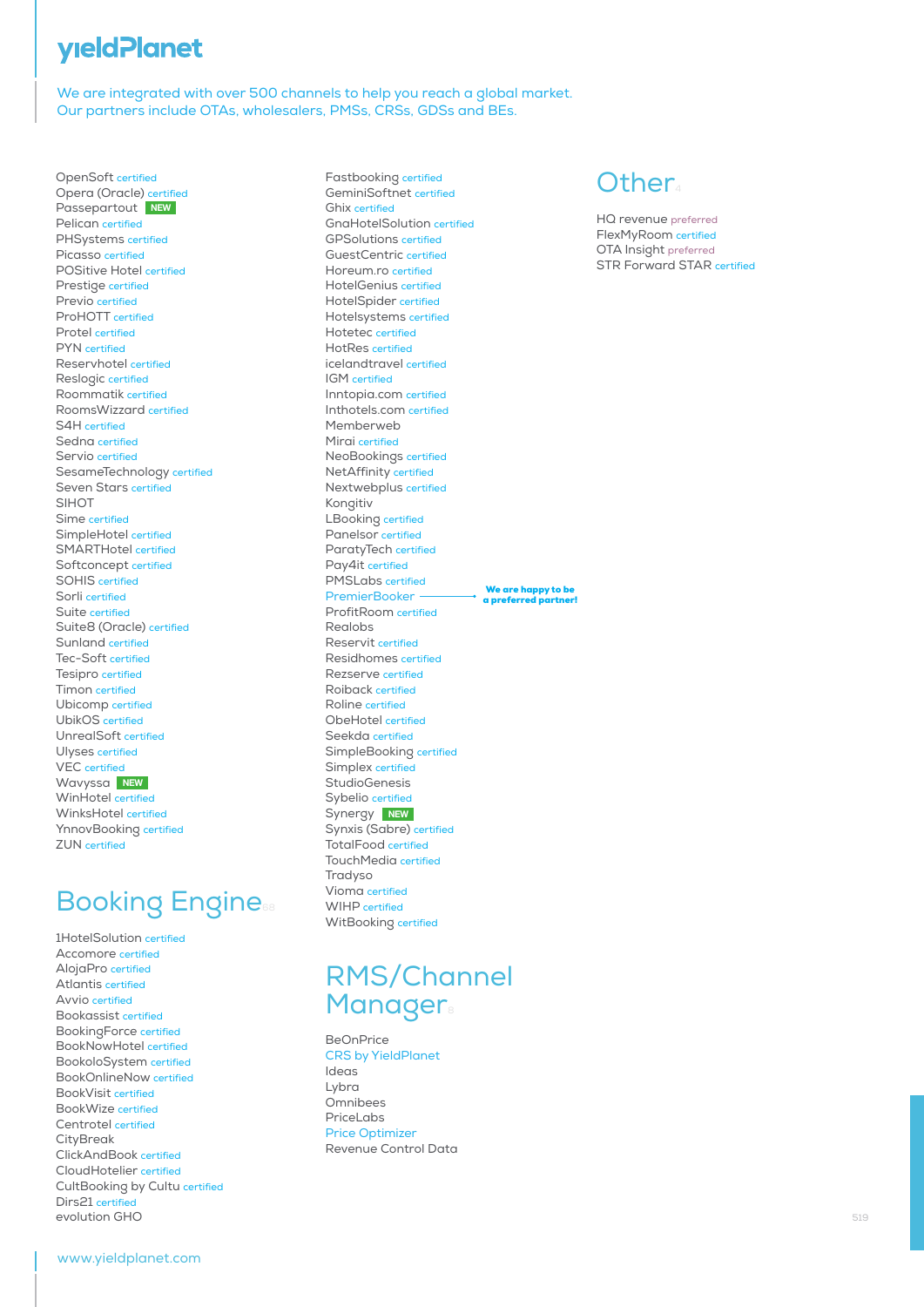# yieldPlanet

We are integrated with over 500 channels to help you reach a global market.
Our partners include OTAs, wholesalers, PMSs, CRSs, GDSs and BEs.

OpenSoft certified
Opera (Oracle) certified
Passepartout NEW
Pelican certified
PHSystems certified
Picasso certified
POSitive Hotel certified
Prestige certified
Previo certified
ProHOTT certified
Protel certified
PYN certified
Reservhotel certified
Reslogic certified
Roommatik certified
RoomsWizzard certified
S4H certified
Sedna certified
Servio certified
SesameTechnology certified
Seven Stars certified
SIHOT
Sime certified
SimpleHotel certified
SMARTHotel certified
Softconcept certified
SOHIS certified
Sorli certified
Suite certified
Suite8 (Oracle) certified
Sunland certified
Tec-Soft certified
Tesipro certified
Timon certified
Ubicomp certified
UbikOS certified
UnrealSoft certified
Ulyses certified
VEC certified
Wavyssa NEW
WinHotel certified
WinksHotel certified
YnnovBooking certified
ZUN certified

## Booking Engine 68

1HotelSolution certified
Accomore certified
AlojaPro certified
Atlantis certified
Avvio certified
Bookassist certified
BookingForce certified
BookNowHotel certified
BookoloSystem certified
BookOnlineNow certified
BookVisit certified
BookWize certified
Centrotel certified
CityBreak
ClickAndBook certified
CloudHotelier certified
CultBooking by Cultu certified
Dirs21 certified
evolution GHO
Fastbooking certified
GeminiSoftnet certified
Ghix certified
GnaHotelSolution certified
GPSolutions certified
GuestCentric certified
Horeum.ro certified
HotelGenius certified
HotelSpider certified
Hotelsystems certified
Hotetec certified
HotRes certified
icelandtravel certified
IGM certified
Inntopia.com certified
Inthotels.com certified
Memberweb
Mirai certified
NeoBookings certified
NetAffinity certified
Nextwebplus certified
Kongitiv
LBooking certified
Panelsor certified
ParatyTech certified
Pay4it certified
PMSLabs certified
PremierBooker → **We are happy to be a preferred partner!**
ProfitRoom certified
Realobs
Reservit certified
Residhomes certified
Rezserve certified
Roiback certified
Roline certified
ObeHotel certified
Seekda certified
SimpleBooking certified
Simplex certified
StudioGenesis
Sybelio certified
Synergy NEW
Synxis (Sabre) certified
TotalFood certified
TouchMedia certified
Tradyso
Vioma certified
WIHP certified
WitBooking certified

## RMS/Channel Manager 8

BeOnPrice
CRS by YieldPlanet
Ideas
Lybra
Omnibees
PriceLabs
Price Optimizer
Revenue Control Data

## Other 4

HQ revenue preferred
FlexMyRoom certified
OTA Insight preferred
STR Forward STAR certified

www.yieldplanet.com